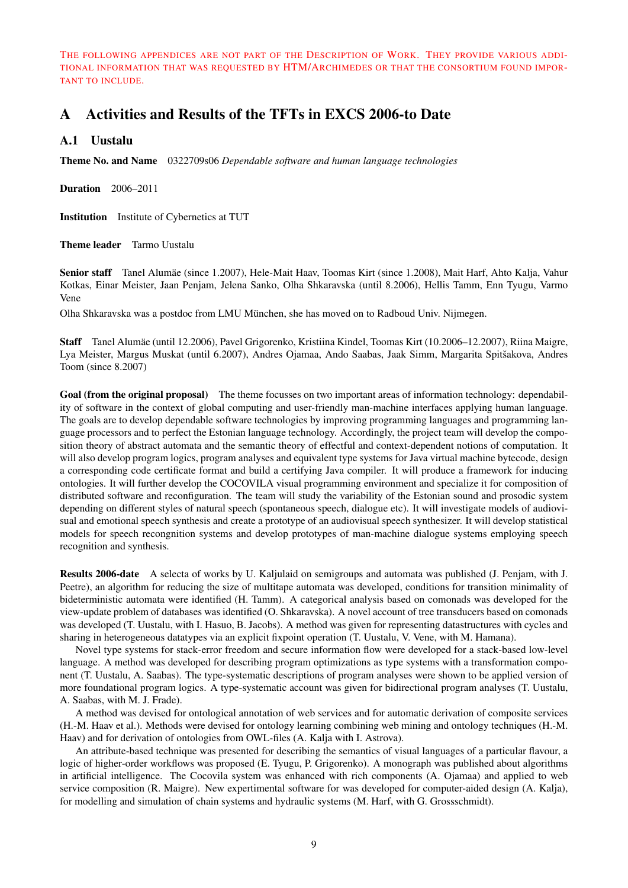THE FOLLOWING APPENDICES ARE NOT PART OF THE DESCRIPTION OF WORK. THEY PROVIDE VARIOUS ADDITIONAL INFORMATION THAT WAS REQUESTED BY HTM/ARCHIMEDES OR THAT THE CONSORTIUM FOUND IMPORTANT TO INCLUDE.

# A Activities and Results of the TFTs in EXCS 2006-to Date

## A.1 Uustalu

**Theme No. and Name** 0322709s06 *Dependable software and human language technologies*

**Duration** 2006–2011

**Institution** Institute of Cybernetics at TUT

**Theme leader** Tarmo Uustalu

**Senior staff** Tanel Alumäe (since 1.2007), Hele-Mait Haav, Toomas Kirt (since 1.2008), Mait Harf, Ahto Kalja, Vahur Kotkas, Einar Meister, Jaan Penjam, Jelena Sanko, Olha Shkaravska (until 8.2006), Hellis Tamm, Enn Tyugu, Varmo Vene

Olha Shkaravska was a postdoc from LMU München, she has moved on to Radboud Univ. Nijmegen.

**Staff** Tanel Alumäe (until 12.2006), Pavel Grigorenko, Kristiina Kindel, Toomas Kirt (10.2006–12.2007), Riina Maigre, Lya Meister, Margus Muskat (until 6.2007), Andres Ojamaa, Ando Saabas, Jaak Simm, Margarita Spitšakova, Andres Toom (since 8.2007)

**Goal (from the original proposal)** The theme focusses on two important areas of information technology: dependability of software in the context of global computing and user-friendly man-machine interfaces applying human language. The goals are to develop dependable software technologies by improving programming languages and programming language processors and to perfect the Estonian language technology. Accordingly, the project team will develop the composition theory of abstract automata and the semantic theory of effectful and context-dependent notions of computation. It will also develop program logics, program analyses and equivalent type systems for Java virtual machine bytecode, design a corresponding code certificate format and build a certifying Java compiler. It will produce a framework for inducing ontologies. It will further develop the COCOVILA visual programming environment and specialize it for composition of distributed software and reconfiguration. The team will study the variability of the Estonian sound and prosodic system depending on different styles of natural speech (spontaneous speech, dialogue etc). It will investigate models of audiovisual and emotional speech synthesis and create a prototype of an audiovisual speech synthesizer. It will develop statistical models for speech recongnition systems and develop prototypes of man-machine dialogue systems employing speech recognition and synthesis.

**Results 2006-date** A selecta of works by U. Kaljulaid on semigroups and automata was published (J. Penjam, with J. Peetre), an algorithm for reducing the size of multitape automata was developed, conditions for transition minimality of bideterministic automata were identified (H. Tamm). A categorical analysis based on comonads was developed for the view-update problem of databases was identified (O. Shkaravska). A novel account of tree transducers based on comonads was developed (T. Uustalu, with I. Hasuo, B. Jacobs). A method was given for representing datastructures with cycles and sharing in heterogeneous datatypes via an explicit fixpoint operation (T. Uustalu, V. Vene, with M. Hamana).

Novel type systems for stack-error freedom and secure information flow were developed for a stack-based low-level language. A method was developed for describing program optimizations as type systems with a transformation component (T. Uustalu, A. Saabas). The type-systematic descriptions of program analyses were shown to be applied version of more foundational program logics. A type-systematic account was given for bidirectional program analyses (T. Uustalu, A. Saabas, with M. J. Frade).

A method was devised for ontological annotation of web services and for automatic derivation of composite services (H.-M. Haav et al.). Methods were devised for ontology learning combining web mining and ontology techniques (H.-M. Haav) and for derivation of ontologies from OWL-files (A. Kalja with I. Astrova).

An attribute-based technique was presented for describing the semantics of visual languages of a particular flavour, a logic of higher-order workflows was proposed (E. Tyugu, P. Grigorenko). A monograph was published about algorithms in artificial intelligence. The Cocovila system was enhanced with rich components (A. Ojamaa) and applied to web service composition (R. Maigre). New expertimental software for was developed for computer-aided design (A. Kalja), for modelling and simulation of chain systems and hydraulic systems (M. Harf, with G. Grossschmidt).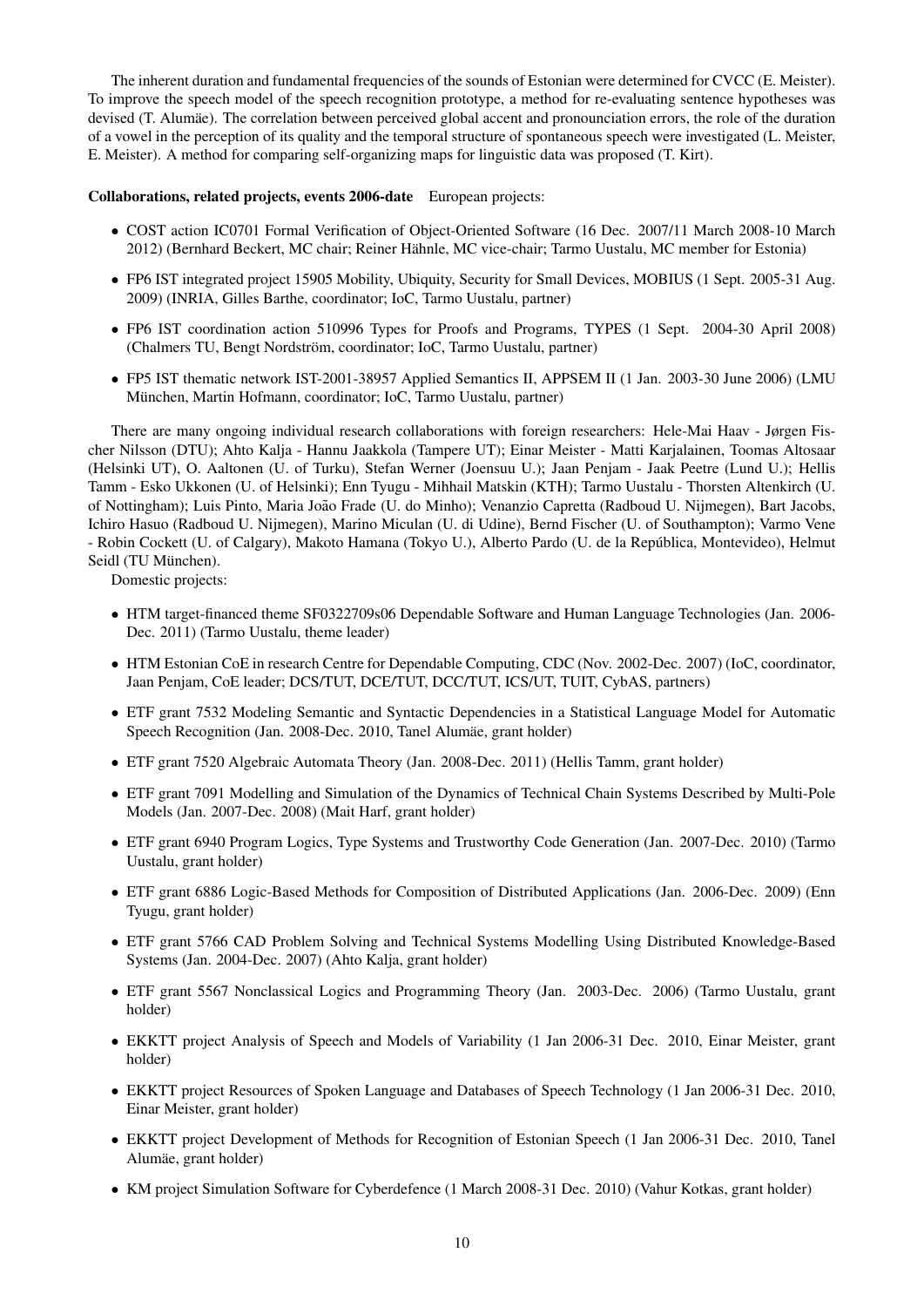The inherent duration and fundamental frequencies of the sounds of Estonian were determined for CVCC (E. Meister). To improve the speech model of the speech recognition prototype, a method for re-evaluating sentence hypotheses was devised (T. Alumäe). The correlation between perceived global accent and pronounciation errors, the role of the duration of a vowel in the perception of its quality and the temporal structure of spontaneous speech were investigated (L. Meister, E. Meister). A method for comparing self-organizing maps for linguistic data was proposed (T. Kirt).

**Collaborations, related projects, events 2006-date** European projects:

- COST action IC0701 Formal Verification of Object-Oriented Software (16 Dec. 2007/11 March 2008-10 March 2012) (Bernhard Beckert, MC chair; Reiner Hähnle, MC vice-chair; Tarmo Uustalu, MC member for Estonia)
- FP6 IST integrated project 15905 Mobility, Ubiquity, Security for Small Devices, MOBIUS (1 Sept. 2005-31 Aug. 2009) (INRIA, Gilles Barthe, coordinator; IoC, Tarmo Uustalu, partner)
- FP6 IST coordination action 510996 Types for Proofs and Programs, TYPES (1 Sept. 2004-30 April 2008) (Chalmers TU, Bengt Nordström, coordinator; IoC, Tarmo Uustalu, partner)
- FP5 IST thematic network IST-2001-38957 Applied Semantics II, APPSEM II (1 Jan. 2003-30 June 2006) (LMU München, Martin Hofmann, coordinator; IoC, Tarmo Uustalu, partner)

There are many ongoing individual research collaborations with foreign researchers: Hele-Mai Haav - Jørgen Fischer Nilsson (DTU); Ahto Kalja - Hannu Jaakkola (Tampere UT); Einar Meister - Matti Karjalainen, Toomas Altosaar (Helsinki UT), O. Aaltonen (U. of Turku), Stefan Werner (Joensuu U.); Jaan Penjam - Jaak Peetre (Lund U.); Hellis Tamm - Esko Ukkonen (U. of Helsinki); Enn Tyugu - Mihhail Matskin (KTH); Tarmo Uustalu - Thorsten Altenkirch (U. of Nottingham); Luis Pinto, Maria João Frade (U. do Minho); Venanzio Capretta (Radboud U. Nijmegen), Bart Jacobs, Ichiro Hasuo (Radboud U. Nijmegen), Marino Miculan (U. di Udine), Bernd Fischer (U. of Southampton); Varmo Vene - Robin Cockett (U. of Calgary), Makoto Hamana (Tokyo U.), Alberto Pardo (U. de la República, Montevideo), Helmut Seidl (TU München).

Domestic projects:

- HTM target-financed theme SF0322709s06 Dependable Software and Human Language Technologies (Jan. 2006-Dec. 2011) (Tarmo Uustalu, theme leader)
- HTM Estonian CoE in research Centre for Dependable Computing, CDC (Nov. 2002-Dec. 2007) (IoC, coordinator, Jaan Penjam, CoE leader; DCS/TUT, DCE/TUT, DCC/TUT, ICS/UT, TUIT, CybAS, partners)
- ETF grant 7532 Modeling Semantic and Syntactic Dependencies in a Statistical Language Model for Automatic Speech Recognition (Jan. 2008-Dec. 2010, Tanel Alumäe, grant holder)
- ETF grant 7520 Algebraic Automata Theory (Jan. 2008-Dec. 2011) (Hellis Tamm, grant holder)
- ETF grant 7091 Modelling and Simulation of the Dynamics of Technical Chain Systems Described by Multi-Pole Models (Jan. 2007-Dec. 2008) (Mait Harf, grant holder)
- ETF grant 6940 Program Logics, Type Systems and Trustworthy Code Generation (Jan. 2007-Dec. 2010) (Tarmo Uustalu, grant holder)
- ETF grant 6886 Logic-Based Methods for Composition of Distributed Applications (Jan. 2006-Dec. 2009) (Enn Tyugu, grant holder)
- ETF grant 5766 CAD Problem Solving and Technical Systems Modelling Using Distributed Knowledge-Based Systems (Jan. 2004-Dec. 2007) (Ahto Kalja, grant holder)
- ETF grant 5567 Nonclassical Logics and Programming Theory (Jan. 2003-Dec. 2006) (Tarmo Uustalu, grant holder)
- EKKTT project Analysis of Speech and Models of Variability (1 Jan 2006-31 Dec. 2010, Einar Meister, grant holder)
- EKKTT project Resources of Spoken Language and Databases of Speech Technology (1 Jan 2006-31 Dec. 2010, Einar Meister, grant holder)
- EKKTT project Development of Methods for Recognition of Estonian Speech (1 Jan 2006-31 Dec. 2010, Tanel Alumäe, grant holder)
- KM project Simulation Software for Cyberdefence (1 March 2008-31 Dec. 2010) (Vahur Kotkas, grant holder)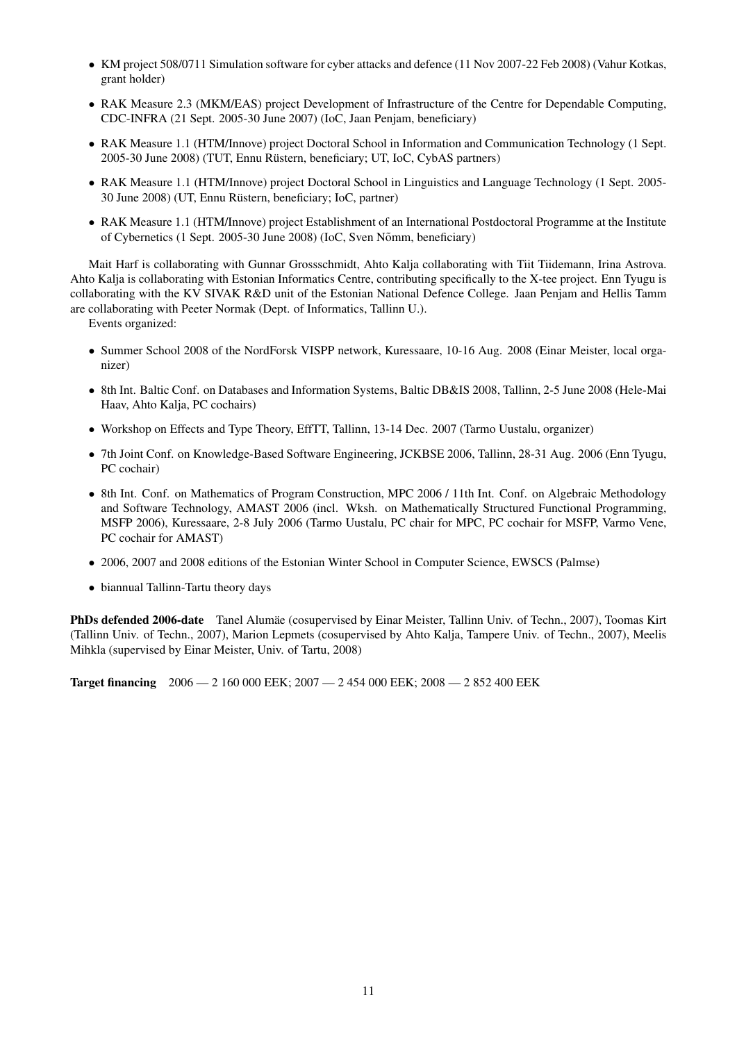- KM project 508/0711 Simulation software for cyber attacks and defence (11 Nov 2007-22 Feb 2008) (Vahur Kotkas, grant holder)
- RAK Measure 2.3 (MKM/EAS) project Development of Infrastructure of the Centre for Dependable Computing, CDC-INFRA (21 Sept. 2005-30 June 2007) (IoC, Jaan Penjam, beneficiary)
- RAK Measure 1.1 (HTM/Innove) project Doctoral School in Information and Communication Technology (1 Sept. 2005-30 June 2008) (TUT, Ennu Rüstern, beneficiary; UT, IoC, CybAS partners)
- RAK Measure 1.1 (HTM/Innove) project Doctoral School in Linguistics and Language Technology (1 Sept. 2005-30 June 2008) (UT, Ennu Rüstern, beneficiary; IoC, partner)
- RAK Measure 1.1 (HTM/Innove) project Establishment of an International Postdoctoral Programme at the Institute of Cybernetics (1 Sept. 2005-30 June 2008) (IoC, Sven Nõmm, beneficiary)

Mait Harf is collaborating with Gunnar Grossschmidt, Ahto Kalja collaborating with Tiit Tiidemann, Irina Astrova. Ahto Kalja is collaborating with Estonian Informatics Centre, contributing specifically to the X-tee project. Enn Tyugu is collaborating with the KV SIVAK R&D unit of the Estonian National Defence College. Jaan Penjam and Hellis Tamm are collaborating with Peeter Normak (Dept. of Informatics, Tallinn U.).

Events organized:

- Summer School 2008 of the NordForsk VISPP network, Kuressaare, 10-16 Aug. 2008 (Einar Meister, local organizer)
- 8th Int. Baltic Conf. on Databases and Information Systems, Baltic DB&IS 2008, Tallinn, 2-5 June 2008 (Hele-Mai Haav, Ahto Kalja, PC cochairs)
- Workshop on Effects and Type Theory, EffTT, Tallinn, 13-14 Dec. 2007 (Tarmo Uustalu, organizer)
- 7th Joint Conf. on Knowledge-Based Software Engineering, JCKBSE 2006, Tallinn, 28-31 Aug. 2006 (Enn Tyugu, PC cochair)
- 8th Int. Conf. on Mathematics of Program Construction, MPC 2006 / 11th Int. Conf. on Algebraic Methodology and Software Technology, AMAST 2006 (incl. Wksh. on Mathematically Structured Functional Programming, MSFP 2006), Kuressaare, 2-8 July 2006 (Tarmo Uustalu, PC chair for MPC, PC cochair for MSFP, Varmo Vene, PC cochair for AMAST)
- 2006, 2007 and 2008 editions of the Estonian Winter School in Computer Science, EWSCS (Palmse)
- biannual Tallinn-Tartu theory days

**PhDs defended 2006-date** Tanel Alumäe (cosupervised by Einar Meister, Tallinn Univ. of Techn., 2007), Toomas Kirt (Tallinn Univ. of Techn., 2007), Marion Lepmets (cosupervised by Ahto Kalja, Tampere Univ. of Techn., 2007), Meelis Mihkla (supervised by Einar Meister, Univ. of Tartu, 2008)

**Target financing** 2006 — 2 160 000 EEK; 2007 — 2 454 000 EEK; 2008 — 2 852 400 EEK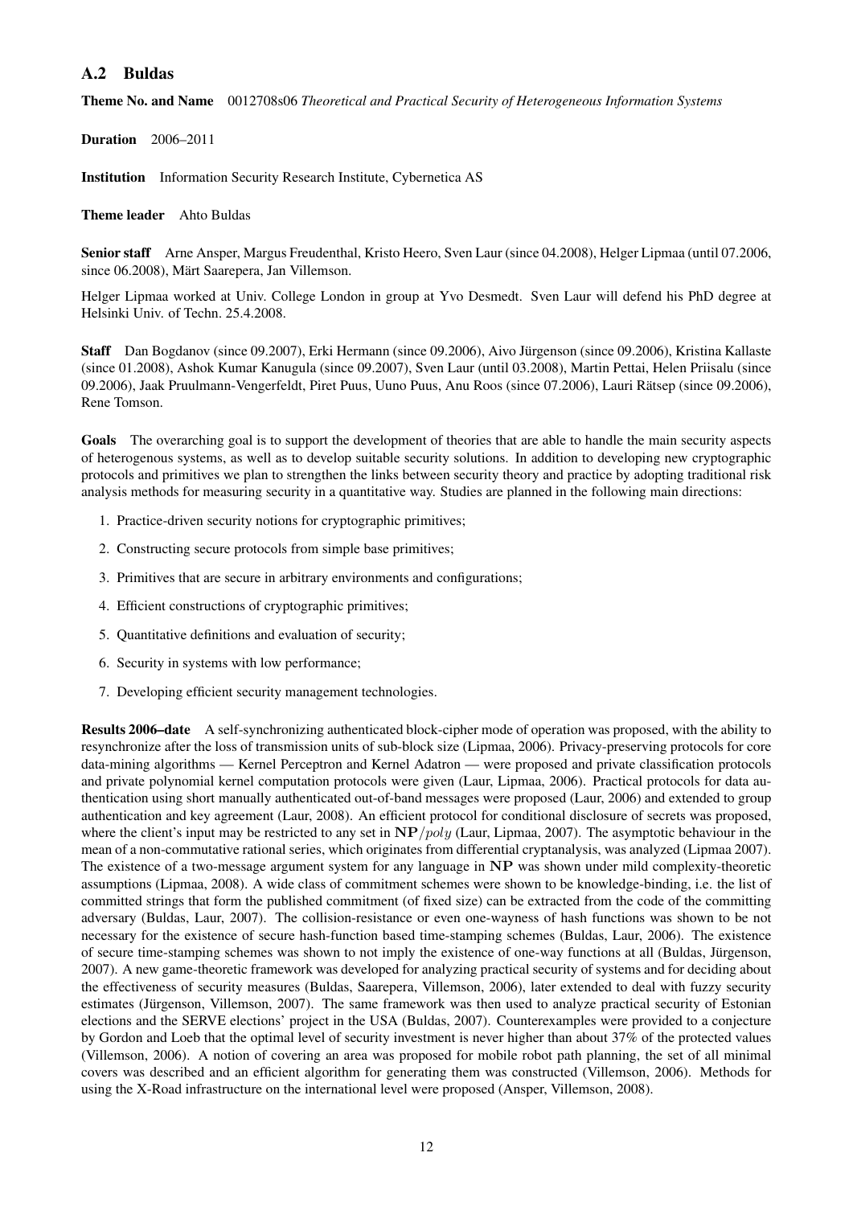## A.2 Buldas

**Theme No. and Name** 0012708s06 *Theoretical and Practical Security of Heterogeneous Information Systems*

**Duration** 2006–2011

**Institution** Information Security Research Institute, Cybernetica AS

**Theme leader** Ahto Buldas

**Senior staff** Arne Ansper, Margus Freudenthal, Kristo Heero, Sven Laur (since 04.2008), Helger Lipmaa (until 07.2006, since 06.2008), Märt Saarepera, Jan Villemson.

Helger Lipmaa worked at Univ. College London in group at Yvo Desmedt. Sven Laur will defend his PhD degree at Helsinki Univ. of Techn. 25.4.2008.

**Staff** Dan Bogdanov (since 09.2007), Erki Hermann (since 09.2006), Aivo Jürgenson (since 09.2006), Kristina Kallaste (since 01.2008), Ashok Kumar Kanugula (since 09.2007), Sven Laur (until 03.2008), Martin Pettai, Helen Priisalu (since 09.2006), Jaak Pruulmann-Vengerfeldt, Piret Puus, Uuno Puus, Anu Roos (since 07.2006), Lauri Rätsep (since 09.2006), Rene Tomson.

**Goals** The overarching goal is to support the development of theories that are able to handle the main security aspects of heterogenous systems, as well as to develop suitable security solutions. In addition to developing new cryptographic protocols and primitives we plan to strengthen the links between security theory and practice by adopting traditional risk analysis methods for measuring security in a quantitative way. Studies are planned in the following main directions:

1. Practice-driven security notions for cryptographic primitives;
2. Constructing secure protocols from simple base primitives;
3. Primitives that are secure in arbitrary environments and configurations;
4. Efficient constructions of cryptographic primitives;
5. Quantitative definitions and evaluation of security;
6. Security in systems with low performance;
7. Developing efficient security management technologies.

**Results 2006–date** A self-synchronizing authenticated block-cipher mode of operation was proposed, with the ability to resynchronize after the loss of transmission units of sub-block size (Lipmaa, 2006). Privacy-preserving protocols for core data-mining algorithms — Kernel Perceptron and Kernel Adatron — were proposed and private classification protocols and private polynomial kernel computation protocols were given (Laur, Lipmaa, 2006). Practical protocols for data authentication using short manually authenticated out-of-band messages were proposed (Laur, 2006) and extended to group authentication and key agreement (Laur, 2008). An efficient protocol for conditional disclosure of secrets was proposed, where the client's input may be restricted to any set in $\mathbf{NP}/poly$ (Laur, Lipmaa, 2007). The asymptotic behaviour in the mean of a non-commutative rational series, which originates from differential cryptanalysis, was analyzed (Lipmaa 2007). The existence of a two-message argument system for any language in $\mathbf{NP}$ was shown under mild complexity-theoretic assumptions (Lipmaa, 2008). A wide class of commitment schemes were shown to be knowledge-binding, i.e. the list of committed strings that form the published commitment (of fixed size) can be extracted from the code of the committing adversary (Buldas, Laur, 2007). The collision-resistance or even one-wayness of hash functions was shown to be not necessary for the existence of secure hash-function based time-stamping schemes (Buldas, Laur, 2006). The existence of secure time-stamping schemes was shown to not imply the existence of one-way functions at all (Buldas, Jürgenson, 2007). A new game-theoretic framework was developed for analyzing practical security of systems and for deciding about the effectiveness of security measures (Buldas, Saarepera, Villemson, 2006), later extended to deal with fuzzy security estimates (Jürgenson, Villemson, 2007). The same framework was then used to analyze practical security of Estonian elections and the SERVE elections' project in the USA (Buldas, 2007). Counterexamples were provided to a conjecture by Gordon and Loeb that the optimal level of security investment is never higher than about 37% of the protected values (Villemson, 2006). A notion of covering an area was proposed for mobile robot path planning, the set of all minimal covers was described and an efficient algorithm for generating them was constructed (Villemson, 2006). Methods for using the X-Road infrastructure on the international level were proposed (Ansper, Villemson, 2008).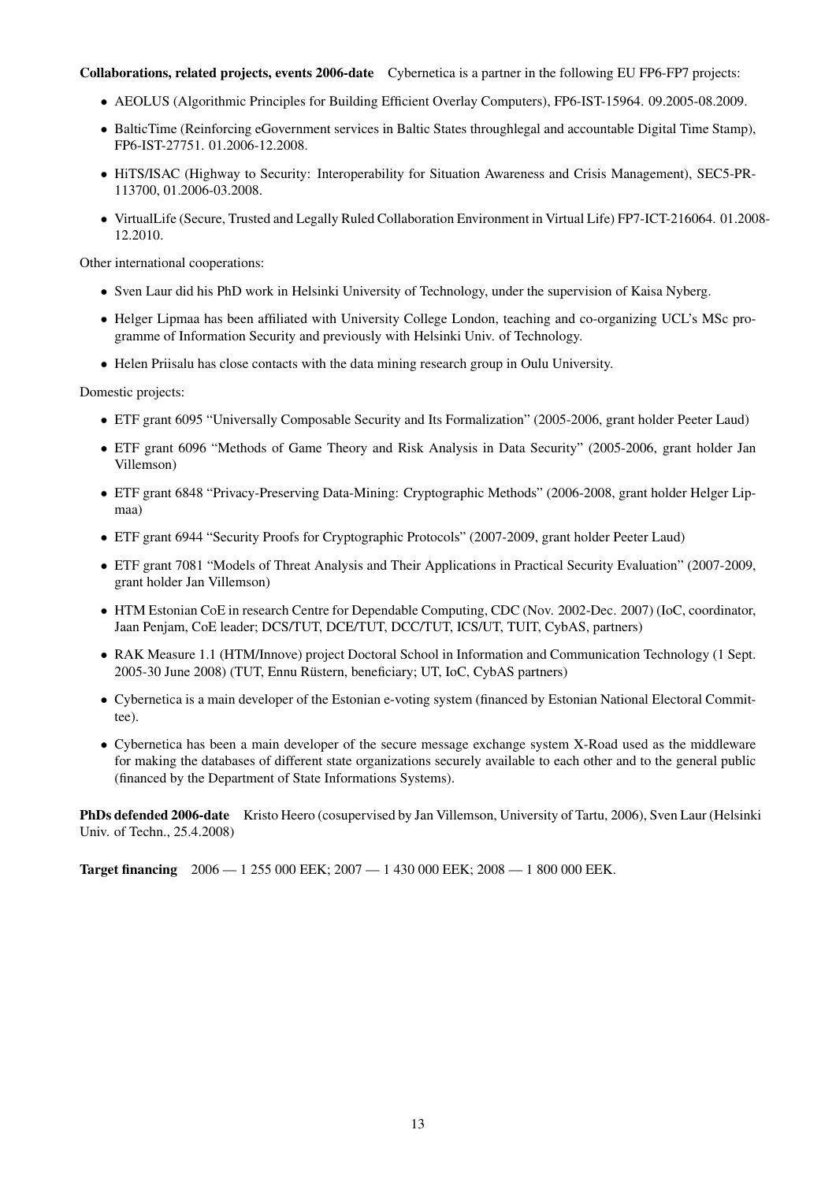**Collaborations, related projects, events 2006-date** Cybernetica is a partner in the following EU FP6-FP7 projects:

- AEOLUS (Algorithmic Principles for Building Efficient Overlay Computers), FP6-IST-15964. 09.2005-08.2009.
- BalticTime (Reinforcing eGovernment services in Baltic States throughlegal and accountable Digital Time Stamp), FP6-IST-27751. 01.2006-12.2008.
- HiTS/ISAC (Highway to Security: Interoperability for Situation Awareness and Crisis Management), SEC5-PR-113700, 01.2006-03.2008.
- VirtualLife (Secure, Trusted and Legally Ruled Collaboration Environment in Virtual Life) FP7-ICT-216064. 01.2008-12.2010.

Other international cooperations:

- Sven Laur did his PhD work in Helsinki University of Technology, under the supervision of Kaisa Nyberg.
- Helger Lipmaa has been affiliated with University College London, teaching and co-organizing UCL's MSc programme of Information Security and previously with Helsinki Univ. of Technology.
- Helen Priisalu has close contacts with the data mining research group in Oulu University.

Domestic projects:

- ETF grant 6095 "Universally Composable Security and Its Formalization" (2005-2006, grant holder Peeter Laud)
- ETF grant 6096 "Methods of Game Theory and Risk Analysis in Data Security" (2005-2006, grant holder Jan Villemson)
- ETF grant 6848 "Privacy-Preserving Data-Mining: Cryptographic Methods" (2006-2008, grant holder Helger Lipmaa)
- ETF grant 6944 "Security Proofs for Cryptographic Protocols" (2007-2009, grant holder Peeter Laud)
- ETF grant 7081 "Models of Threat Analysis and Their Applications in Practical Security Evaluation" (2007-2009, grant holder Jan Villemson)
- HTM Estonian CoE in research Centre for Dependable Computing, CDC (Nov. 2002-Dec. 2007) (IoC, coordinator, Jaan Penjam, CoE leader; DCS/TUT, DCE/TUT, DCC/TUT, ICS/UT, TUIT, CybAS, partners)
- RAK Measure 1.1 (HTM/Innove) project Doctoral School in Information and Communication Technology (1 Sept. 2005-30 June 2008) (TUT, Ennu Rüstern, beneficiary; UT, IoC, CybAS partners)
- Cybernetica is a main developer of the Estonian e-voting system (financed by Estonian National Electoral Committee).
- Cybernetica has been a main developer of the secure message exchange system X-Road used as the middleware for making the databases of different state organizations securely available to each other and to the general public (financed by the Department of State Informations Systems).

**PhDs defended 2006-date** Kristo Heero (cosupervised by Jan Villemson, University of Tartu, 2006), Sven Laur (Helsinki Univ. of Techn., 25.4.2008)

**Target financing** 2006 — 1 255 000 EEK; 2007 — 1 430 000 EEK; 2008 — 1 800 000 EEK.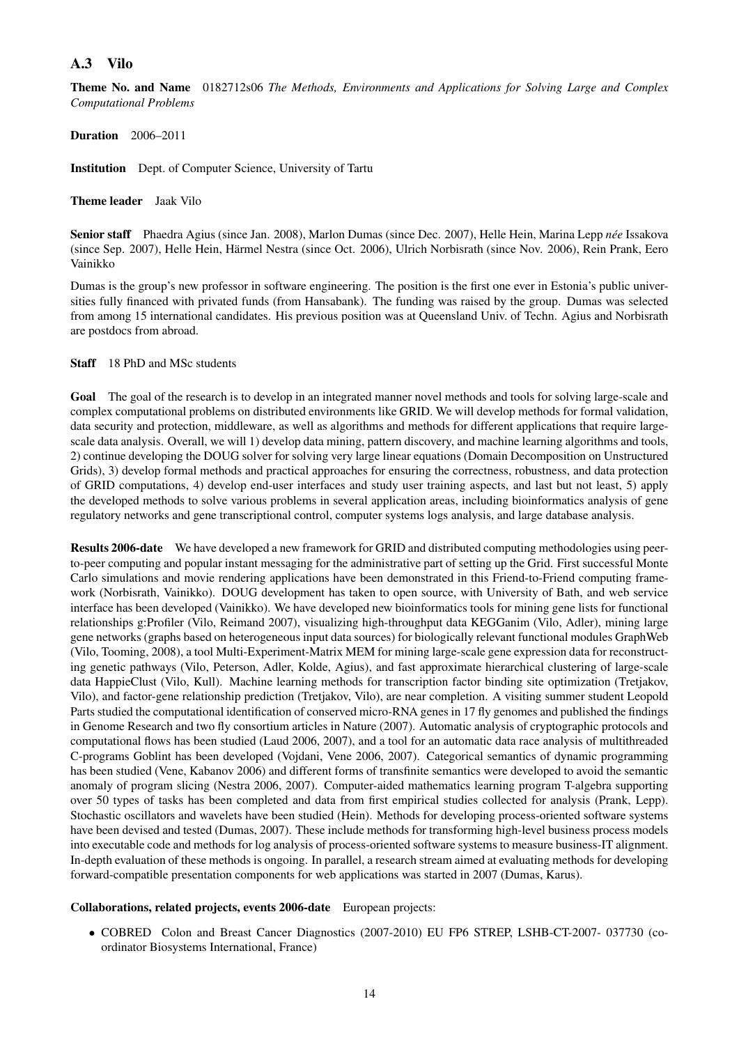## A.3 Vilo

**Theme No. and Name** 0182712s06 *The Methods, Environments and Applications for Solving Large and Complex Computational Problems*

**Duration** 2006–2011

**Institution** Dept. of Computer Science, University of Tartu

**Theme leader** Jaak Vilo

**Senior staff** Phaedra Agius (since Jan. 2008), Marlon Dumas (since Dec. 2007), Helle Hein, Marina Lepp *née* Issakova (since Sep. 2007), Helle Hein, Härmel Nestra (since Oct. 2006), Ulrich Norbisrath (since Nov. 2006), Rein Prank, Eero Vainikko

Dumas is the group's new professor in software engineering. The position is the first one ever in Estonia's public universities fully financed with privated funds (from Hansabank). The funding was raised by the group. Dumas was selected from among 15 international candidates. His previous position was at Queensland Univ. of Techn. Agius and Norbisrath are postdocs from abroad.

**Staff** 18 PhD and MSc students

**Goal** The goal of the research is to develop in an integrated manner novel methods and tools for solving large-scale and complex computational problems on distributed environments like GRID. We will develop methods for formal validation, data security and protection, middleware, as well as algorithms and methods for different applications that require large-scale data analysis. Overall, we will 1) develop data mining, pattern discovery, and machine learning algorithms and tools, 2) continue developing the DOUG solver for solving very large linear equations (Domain Decomposition on Unstructured Grids), 3) develop formal methods and practical approaches for ensuring the correctness, robustness, and data protection of GRID computations, 4) develop end-user interfaces and study user training aspects, and last but not least, 5) apply the developed methods to solve various problems in several application areas, including bioinformatics analysis of gene regulatory networks and gene transcriptional control, computer systems logs analysis, and large database analysis.

**Results 2006-date** We have developed a new framework for GRID and distributed computing methodologies using peer-to-peer computing and popular instant messaging for the administrative part of setting up the Grid. First successful Monte Carlo simulations and movie rendering applications have been demonstrated in this Friend-to-Friend computing framework (Norbisrath, Vainikko). DOUG development has taken to open source, with University of Bath, and web service interface has been developed (Vainikko). We have developed new bioinformatics tools for mining gene lists for functional relationships g:Profiler (Vilo, Reimand 2007), visualizing high-throughput data KEGGanim (Vilo, Adler), mining large gene networks (graphs based on heterogeneous input data sources) for biologically relevant functional modules GraphWeb (Vilo, Tooming, 2008), a tool Multi-Experiment-Matrix MEM for mining large-scale gene expression data for reconstructing genetic pathways (Vilo, Peterson, Adler, Kolde, Agius), and fast approximate hierarchical clustering of large-scale data HappieClust (Vilo, Kull). Machine learning methods for transcription factor binding site optimization (Tretjakov, Vilo), and factor-gene relationship prediction (Tretjakov, Vilo), are near completion. A visiting summer student Leopold Parts studied the computational identification of conserved micro-RNA genes in 17 fly genomes and published the findings in Genome Research and two fly consortium articles in Nature (2007). Automatic analysis of cryptographic protocols and computational flows has been studied (Laud 2006, 2007), and a tool for an automatic data race analysis of multithreaded C-programs Goblint has been developed (Vojdani, Vene 2006, 2007). Categorical semantics of dynamic programming has been studied (Vene, Kabanov 2006) and different forms of transfinite semantics were developed to avoid the semantic anomaly of program slicing (Nestra 2006, 2007). Computer-aided mathematics learning program T-algebra supporting over 50 types of tasks has been completed and data from first empirical studies collected for analysis (Prank, Lepp). Stochastic oscillators and wavelets have been studied (Hein). Methods for developing process-oriented software systems have been devised and tested (Dumas, 2007). These include methods for transforming high-level business process models into executable code and methods for log analysis of process-oriented software systems to measure business-IT alignment. In-depth evaluation of these methods is ongoing. In parallel, a research stream aimed at evaluating methods for developing forward-compatible presentation components for web applications was started in 2007 (Dumas, Karus).

**Collaborations, related projects, events 2006-date** European projects:

- COBRED Colon and Breast Cancer Diagnostics (2007-2010) EU FP6 STREP, LSHB-CT-2007- 037730 (coordinator Biosystems International, France)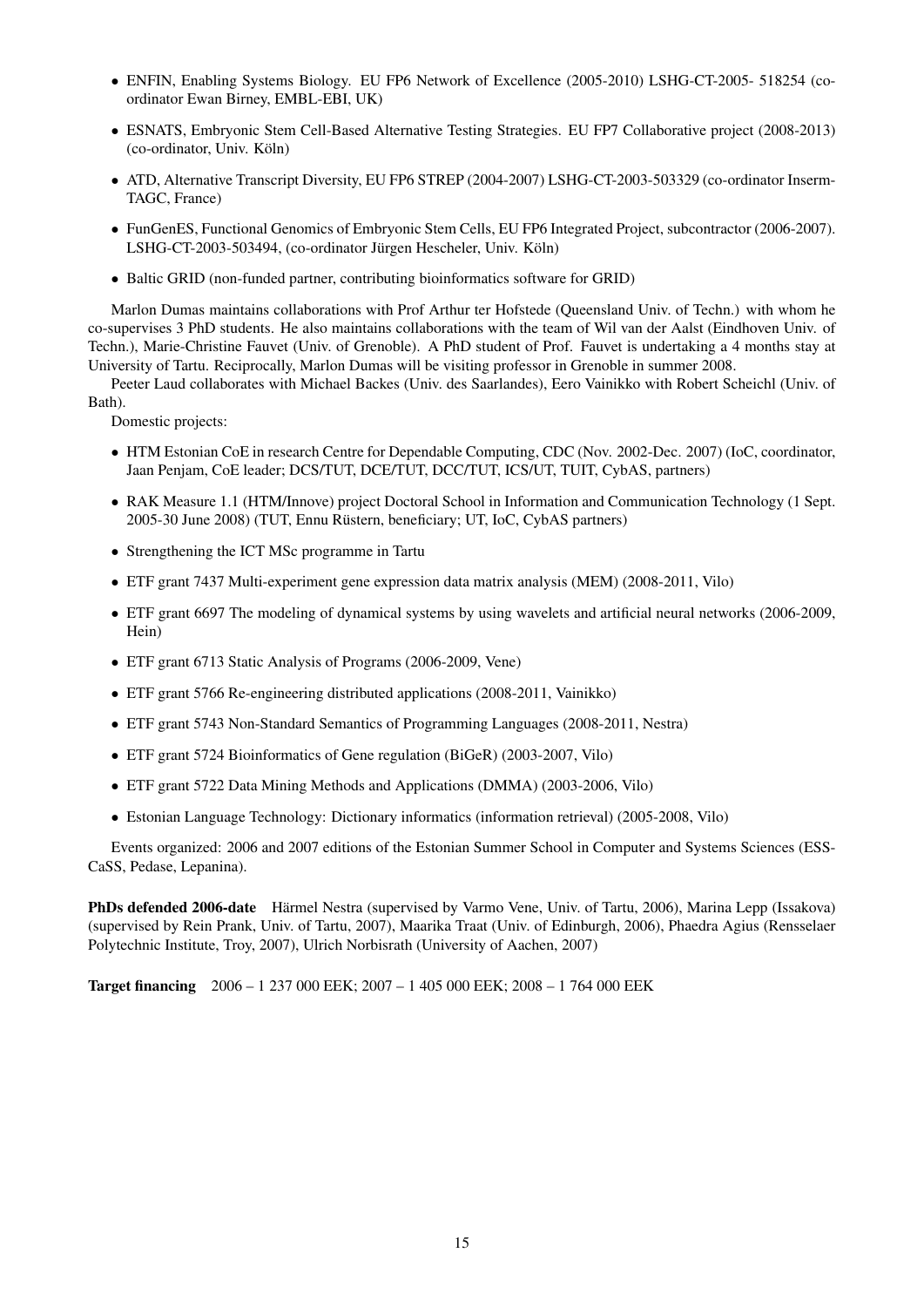- ENFIN, Enabling Systems Biology. EU FP6 Network of Excellence (2005-2010) LSHG-CT-2005- 518254 (co-ordinator Ewan Birney, EMBL-EBI, UK)
- ESNATS, Embryonic Stem Cell-Based Alternative Testing Strategies. EU FP7 Collaborative project (2008-2013) (co-ordinator, Univ. Köln)
- ATD, Alternative Transcript Diversity, EU FP6 STREP (2004-2007) LSHG-CT-2003-503329 (co-ordinator Inserm-TAGC, France)
- FunGenES, Functional Genomics of Embryonic Stem Cells, EU FP6 Integrated Project, subcontractor (2006-2007). LSHG-CT-2003-503494, (co-ordinator Jürgen Hescheler, Univ. Köln)
- Baltic GRID (non-funded partner, contributing bioinformatics software for GRID)

Marlon Dumas maintains collaborations with Prof Arthur ter Hofstede (Queensland Univ. of Techn.) with whom he co-supervises 3 PhD students. He also maintains collaborations with the team of Wil van der Aalst (Eindhoven Univ. of Techn.), Marie-Christine Fauvet (Univ. of Grenoble). A PhD student of Prof. Fauvet is undertaking a 4 months stay at University of Tartu. Reciprocally, Marlon Dumas will be visiting professor in Grenoble in summer 2008.

Peeter Laud collaborates with Michael Backes (Univ. des Saarlandes), Eero Vainikko with Robert Scheichl (Univ. of Bath).

Domestic projects:

- HTM Estonian CoE in research Centre for Dependable Computing, CDC (Nov. 2002-Dec. 2007) (IoC, coordinator, Jaan Penjam, CoE leader; DCS/TUT, DCE/TUT, DCC/TUT, ICS/UT, TUIT, CybAS, partners)
- RAK Measure 1.1 (HTM/Innove) project Doctoral School in Information and Communication Technology (1 Sept. 2005-30 June 2008) (TUT, Ennu Rüstern, beneficiary; UT, IoC, CybAS partners)
- Strengthening the ICT MSc programme in Tartu
- ETF grant 7437 Multi-experiment gene expression data matrix analysis (MEM) (2008-2011, Vilo)
- ETF grant 6697 The modeling of dynamical systems by using wavelets and artificial neural networks (2006-2009, Hein)
- ETF grant 6713 Static Analysis of Programs (2006-2009, Vene)
- ETF grant 5766 Re-engineering distributed applications (2008-2011, Vainikko)
- ETF grant 5743 Non-Standard Semantics of Programming Languages (2008-2011, Nestra)
- ETF grant 5724 Bioinformatics of Gene regulation (BiGeR) (2003-2007, Vilo)
- ETF grant 5722 Data Mining Methods and Applications (DMMA) (2003-2006, Vilo)
- Estonian Language Technology: Dictionary informatics (information retrieval) (2005-2008, Vilo)

Events organized: 2006 and 2007 editions of the Estonian Summer School in Computer and Systems Sciences (ESSCaSS, Pedase, Lepanina).

**PhDs defended 2006-date** Härmel Nestra (supervised by Varmo Vene, Univ. of Tartu, 2006), Marina Lepp (Issakova) (supervised by Rein Prank, Univ. of Tartu, 2007), Maarika Traat (Univ. of Edinburgh, 2006), Phaedra Agius (Rensselaer Polytechnic Institute, Troy, 2007), Ulrich Norbisrath (University of Aachen, 2007)

**Target financing** 2006 – 1 237 000 EEK; 2007 – 1 405 000 EEK; 2008 – 1 764 000 EEK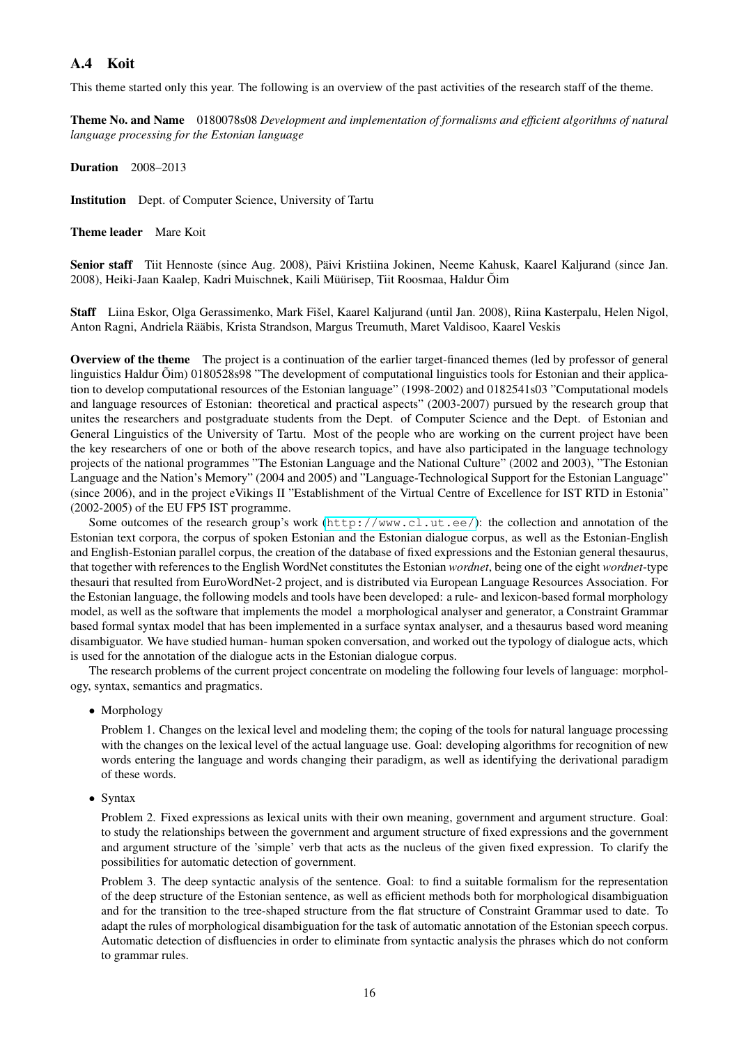## A.4 Koit

This theme started only this year. The following is an overview of the past activities of the research staff of the theme.

**Theme No. and Name** 0180078s08 *Development and implementation of formalisms and efficient algorithms of natural language processing for the Estonian language*

**Duration** 2008–2013

**Institution** Dept. of Computer Science, University of Tartu

**Theme leader** Mare Koit

**Senior staff** Tiit Hennoste (since Aug. 2008), Päivi Kristiina Jokinen, Neeme Kahusk, Kaarel Kaljurand (since Jan. 2008), Heiki-Jaan Kaalep, Kadri Muischnek, Kaili Müürisep, Tiit Roosmaa, Haldur Õim

**Staff** Liina Eskor, Olga Gerassimenko, Mark Fišel, Kaarel Kaljurand (until Jan. 2008), Riina Kasterpalu, Helen Nigol, Anton Ragni, Andriela Rääbis, Krista Strandson, Margus Treumuth, Maret Valdisoo, Kaarel Veskis

**Overview of the theme** The project is a continuation of the earlier target-financed themes (led by professor of general linguistics Haldur Õim) 0180528s98 "The development of computational linguistics tools for Estonian and their application to develop computational resources of the Estonian language" (1998-2002) and 0182541s03 "Computational models and language resources of Estonian: theoretical and practical aspects" (2003-2007) pursued by the research group that unites the researchers and postgraduate students from the Dept. of Computer Science and the Dept. of Estonian and General Linguistics of the University of Tartu. Most of the people who are working on the current project have been the key researchers of one or both of the above research topics, and have also participated in the language technology projects of the national programmes "The Estonian Language and the National Culture" (2002 and 2003), "The Estonian Language and the Nation's Memory" (2004 and 2005) and "Language-Technological Support for the Estonian Language" (since 2006), and in the project eVikings II "Establishment of the Virtual Centre of Excellence for IST RTD in Estonia" (2002-2005) of the EU FP5 IST programme.

Some outcomes of the research group's work (`http://www.cl.ut.ee/`): the collection and annotation of the Estonian text corpora, the corpus of spoken Estonian and the Estonian dialogue corpus, as well as the Estonian-English and English-Estonian parallel corpus, the creation of the database of fixed expressions and the Estonian general thesaurus, that together with references to the English WordNet constitutes the Estonian *wordnet*, being one of the eight *wordnet*-type thesauri that resulted from EuroWordNet-2 project, and is distributed via European Language Resources Association. For the Estonian language, the following models and tools have been developed: a rule- and lexicon-based formal morphology model, as well as the software that implements the model a morphological analyser and generator, a Constraint Grammar based formal syntax model that has been implemented in a surface syntax analyser, and a thesaurus based word meaning disambiguator. We have studied human- human spoken conversation, and worked out the typology of dialogue acts, which is used for the annotation of the dialogue acts in the Estonian dialogue corpus.

The research problems of the current project concentrate on modeling the following four levels of language: morphology, syntax, semantics and pragmatics.

- Morphology

  Problem 1. Changes on the lexical level and modeling them; the coping of the tools for natural language processing with the changes on the lexical level of the actual language use. Goal: developing algorithms for recognition of new words entering the language and words changing their paradigm, as well as identifying the derivational paradigm of these words.

- Syntax

  Problem 2. Fixed expressions as lexical units with their own meaning, government and argument structure. Goal: to study the relationships between the government and argument structure of fixed expressions and the government and argument structure of the 'simple' verb that acts as the nucleus of the given fixed expression. To clarify the possibilities for automatic detection of government.

  Problem 3. The deep syntactic analysis of the sentence. Goal: to find a suitable formalism for the representation of the deep structure of the Estonian sentence, as well as efficient methods both for morphological disambiguation and for the transition to the tree-shaped structure from the flat structure of Constraint Grammar used to date. To adapt the rules of morphological disambiguation for the task of automatic annotation of the Estonian speech corpus. Automatic detection of disfluencies in order to eliminate from syntactic analysis the phrases which do not conform to grammar rules.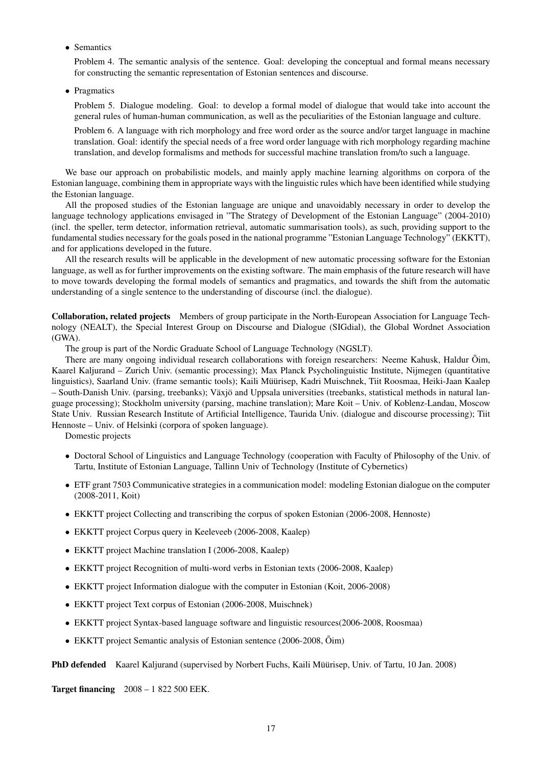- Semantics

  Problem 4. The semantic analysis of the sentence. Goal: developing the conceptual and formal means necessary for constructing the semantic representation of Estonian sentences and discourse.

- Pragmatics

  Problem 5. Dialogue modeling. Goal: to develop a formal model of dialogue that would take into account the general rules of human-human communication, as well as the peculiarities of the Estonian language and culture.

  Problem 6. A language with rich morphology and free word order as the source and/or target language in machine translation. Goal: identify the special needs of a free word order language with rich morphology regarding machine translation, and develop formalisms and methods for successful machine translation from/to such a language.

We base our approach on probabilistic models, and mainly apply machine learning algorithms on corpora of the Estonian language, combining them in appropriate ways with the linguistic rules which have been identified while studying the Estonian language.

All the proposed studies of the Estonian language are unique and unavoidably necessary in order to develop the language technology applications envisaged in "The Strategy of Development of the Estonian Language" (2004-2010) (incl. the speller, term detector, information retrieval, automatic summarisation tools), as such, providing support to the fundamental studies necessary for the goals posed in the national programme "Estonian Language Technology" (EKKTT), and for applications developed in the future.

All the research results will be applicable in the development of new automatic processing software for the Estonian language, as well as for further improvements on the existing software. The main emphasis of the future research will have to move towards developing the formal models of semantics and pragmatics, and towards the shift from the automatic understanding of a single sentence to the understanding of discourse (incl. the dialogue).

**Collaboration, related projects** Members of group participate in the North-European Association for Language Technology (NEALT), the Special Interest Group on Discourse and Dialogue (SIGdial), the Global Wordnet Association (GWA).

The group is part of the Nordic Graduate School of Language Technology (NGSLT).

There are many ongoing individual research collaborations with foreign researchers: Neeme Kahusk, Haldur Õim, Kaarel Kaljurand – Zurich Univ. (semantic processing); Max Planck Psycholinguistic Institute, Nijmegen (quantitative linguistics), Saarland Univ. (frame semantic tools); Kaili Müürisep, Kadri Muischnek, Tiit Roosmaa, Heiki-Jaan Kaalep – South-Danish Univ. (parsing, treebanks); Växjö and Uppsala universities (treebanks, statistical methods in natural language processing); Stockholm university (parsing, machine translation); Mare Koit – Univ. of Koblenz-Landau, Moscow State Univ. Russian Research Institute of Artificial Intelligence, Taurida Univ. (dialogue and discourse processing); Tiit Hennoste – Univ. of Helsinki (corpora of spoken language).

Domestic projects

- Doctoral School of Linguistics and Language Technology (cooperation with Faculty of Philosophy of the Univ. of Tartu, Institute of Estonian Language, Tallinn Univ of Technology (Institute of Cybernetics)
- ETF grant 7503 Communicative strategies in a communication model: modeling Estonian dialogue on the computer (2008-2011, Koit)
- EKKTT project Collecting and transcribing the corpus of spoken Estonian (2006-2008, Hennoste)
- EKKTT project Corpus query in Keeleveeb (2006-2008, Kaalep)
- EKKTT project Machine translation I (2006-2008, Kaalep)
- EKKTT project Recognition of multi-word verbs in Estonian texts (2006-2008, Kaalep)
- EKKTT project Information dialogue with the computer in Estonian (Koit, 2006-2008)
- EKKTT project Text corpus of Estonian (2006-2008, Muischnek)
- EKKTT project Syntax-based language software and linguistic resources(2006-2008, Roosmaa)
- EKKTT project Semantic analysis of Estonian sentence (2006-2008, Õim)

**PhD defended** Kaarel Kaljurand (supervised by Norbert Fuchs, Kaili Müürisep, Univ. of Tartu, 10 Jan. 2008)

**Target financing** 2008 – 1 822 500 EEK.